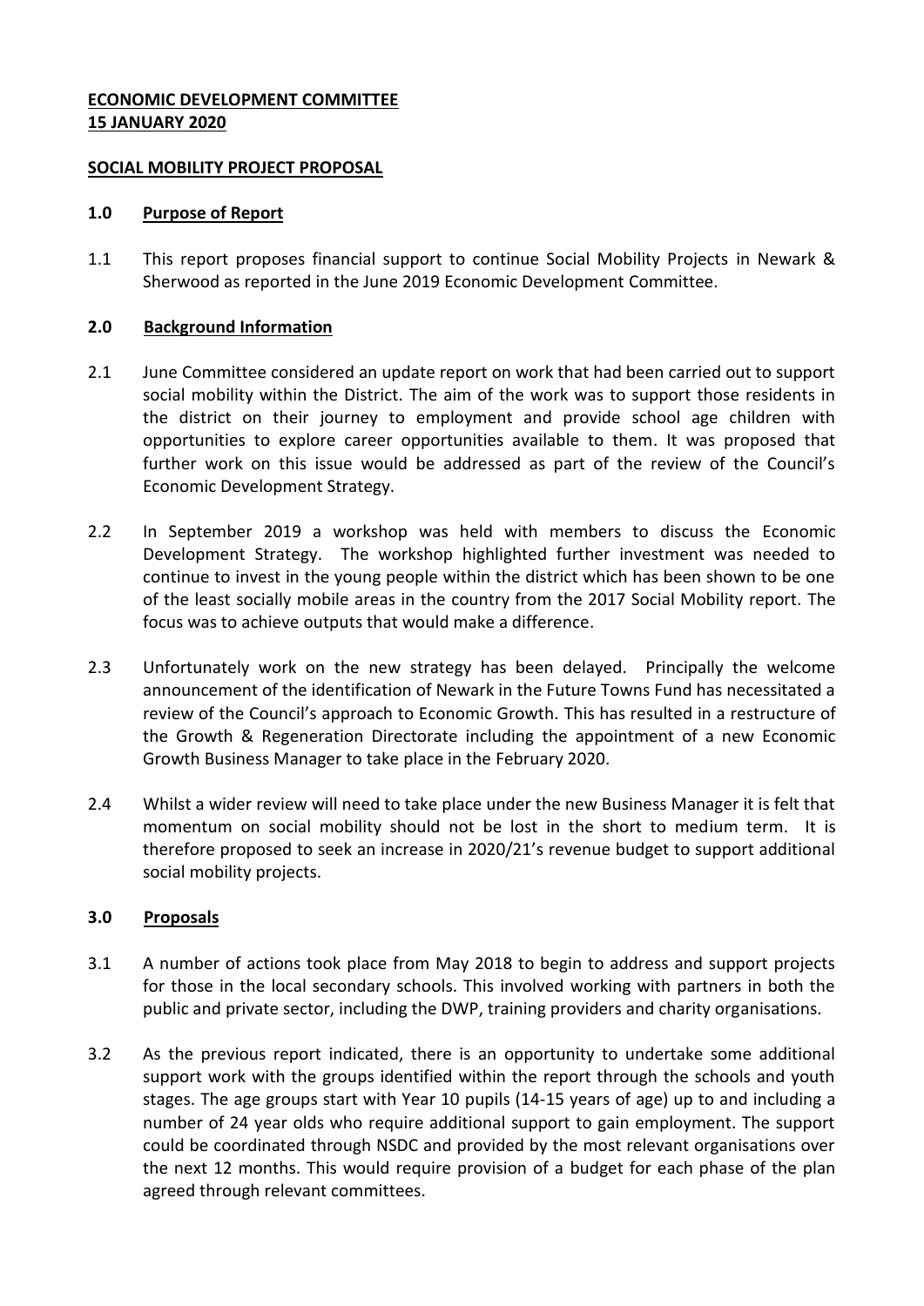**ECONOMIC DEVELOPMENT COMMITTEE**
**15 JANUARY 2020**

**SOCIAL MOBILITY PROJECT PROPOSAL**

## 1.0 Purpose of Report

1.1 This report proposes financial support to continue Social Mobility Projects in Newark & Sherwood as reported in the June 2019 Economic Development Committee.

## 2.0 Background Information

2.1 June Committee considered an update report on work that had been carried out to support social mobility within the District. The aim of the work was to support those residents in the district on their journey to employment and provide school age children with opportunities to explore career opportunities available to them. It was proposed that further work on this issue would be addressed as part of the review of the Council's Economic Development Strategy.

2.2 In September 2019 a workshop was held with members to discuss the Economic Development Strategy. The workshop highlighted further investment was needed to continue to invest in the young people within the district which has been shown to be one of the least socially mobile areas in the country from the 2017 Social Mobility report. The focus was to achieve outputs that would make a difference.

2.3 Unfortunately work on the new strategy has been delayed. Principally the welcome announcement of the identification of Newark in the Future Towns Fund has necessitated a review of the Council's approach to Economic Growth. This has resulted in a restructure of the Growth & Regeneration Directorate including the appointment of a new Economic Growth Business Manager to take place in the February 2020.

2.4 Whilst a wider review will need to take place under the new Business Manager it is felt that momentum on social mobility should not be lost in the short to medium term. It is therefore proposed to seek an increase in 2020/21's revenue budget to support additional social mobility projects.

## 3.0 Proposals

3.1 A number of actions took place from May 2018 to begin to address and support projects for those in the local secondary schools. This involved working with partners in both the public and private sector, including the DWP, training providers and charity organisations.

3.2 As the previous report indicated, there is an opportunity to undertake some additional support work with the groups identified within the report through the schools and youth stages. The age groups start with Year 10 pupils (14-15 years of age) up to and including a number of 24 year olds who require additional support to gain employment. The support could be coordinated through NSDC and provided by the most relevant organisations over the next 12 months. This would require provision of a budget for each phase of the plan agreed through relevant committees.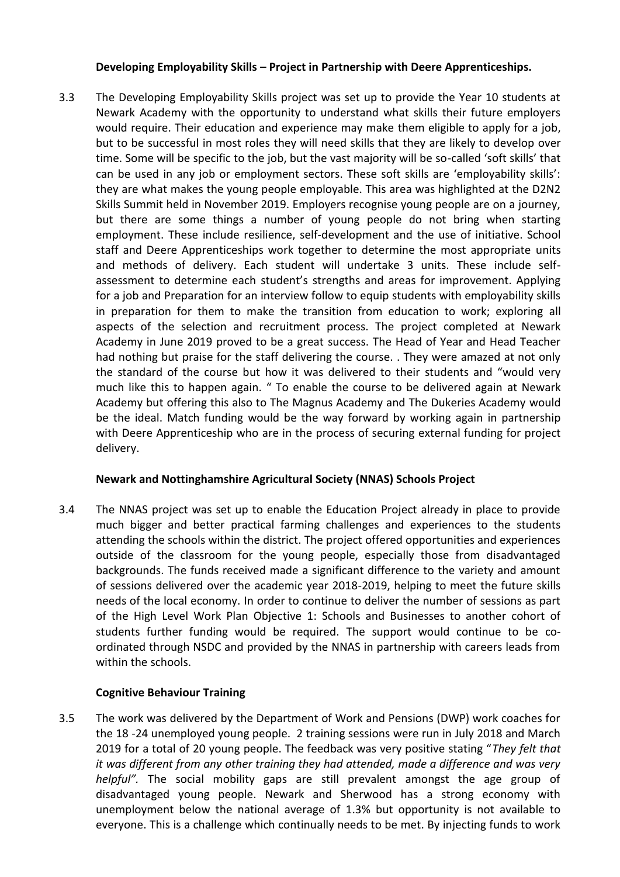**Developing Employability Skills – Project in Partnership with Deere Apprenticeships.**

3.3 The Developing Employability Skills project was set up to provide the Year 10 students at Newark Academy with the opportunity to understand what skills their future employers would require. Their education and experience may make them eligible to apply for a job, but to be successful in most roles they will need skills that they are likely to develop over time. Some will be specific to the job, but the vast majority will be so-called 'soft skills' that can be used in any job or employment sectors. These soft skills are 'employability skills': they are what makes the young people employable. This area was highlighted at the D2N2 Skills Summit held in November 2019. Employers recognise young people are on a journey, but there are some things a number of young people do not bring when starting employment. These include resilience, self-development and the use of initiative. School staff and Deere Apprenticeships work together to determine the most appropriate units and methods of delivery. Each student will undertake 3 units. These include self-assessment to determine each student's strengths and areas for improvement. Applying for a job and Preparation for an interview follow to equip students with employability skills in preparation for them to make the transition from education to work; exploring all aspects of the selection and recruitment process. The project completed at Newark Academy in June 2019 proved to be a great success. The Head of Year and Head Teacher had nothing but praise for the staff delivering the course. . They were amazed at not only the standard of the course but how it was delivered to their students and "would very much like this to happen again. " To enable the course to be delivered again at Newark Academy but offering this also to The Magnus Academy and The Dukeries Academy would be the ideal. Match funding would be the way forward by working again in partnership with Deere Apprenticeship who are in the process of securing external funding for project delivery.

**Newark and Nottinghamshire Agricultural Society (NNAS) Schools Project**

3.4 The NNAS project was set up to enable the Education Project already in place to provide much bigger and better practical farming challenges and experiences to the students attending the schools within the district. The project offered opportunities and experiences outside of the classroom for the young people, especially those from disadvantaged backgrounds. The funds received made a significant difference to the variety and amount of sessions delivered over the academic year 2018-2019, helping to meet the future skills needs of the local economy. In order to continue to deliver the number of sessions as part of the High Level Work Plan Objective 1: Schools and Businesses to another cohort of students further funding would be required. The support would continue to be co-ordinated through NSDC and provided by the NNAS in partnership with careers leads from within the schools.

**Cognitive Behaviour Training**

3.5 The work was delivered by the Department of Work and Pensions (DWP) work coaches for the 18 -24 unemployed young people. 2 training sessions were run in July 2018 and March 2019 for a total of 20 young people. The feedback was very positive stating "*They felt that it was different from any other training they had attended, made a difference and was very helpful".* The social mobility gaps are still prevalent amongst the age group of disadvantaged young people. Newark and Sherwood has a strong economy with unemployment below the national average of 1.3% but opportunity is not available to everyone. This is a challenge which continually needs to be met. By injecting funds to work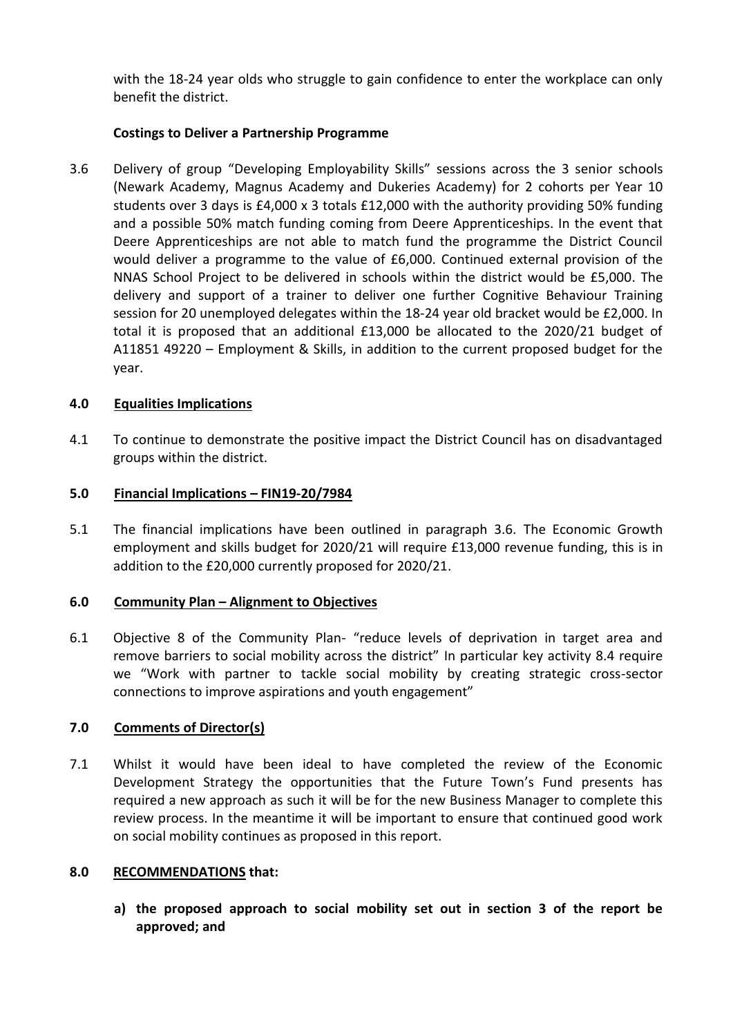with the 18-24 year olds who struggle to gain confidence to enter the workplace can only benefit the district.

**Costings to Deliver a Partnership Programme**

3.6 Delivery of group "Developing Employability Skills" sessions across the 3 senior schools (Newark Academy, Magnus Academy and Dukeries Academy) for 2 cohorts per Year 10 students over 3 days is £4,000 x 3 totals £12,000 with the authority providing 50% funding and a possible 50% match funding coming from Deere Apprenticeships. In the event that Deere Apprenticeships are not able to match fund the programme the District Council would deliver a programme to the value of £6,000. Continued external provision of the NNAS School Project to be delivered in schools within the district would be £5,000. The delivery and support of a trainer to deliver one further Cognitive Behaviour Training session for 20 unemployed delegates within the 18-24 year old bracket would be £2,000. In total it is proposed that an additional £13,000 be allocated to the 2020/21 budget of A11851 49220 – Employment & Skills, in addition to the current proposed budget for the year.

## 4.0 Equalities Implications

4.1 To continue to demonstrate the positive impact the District Council has on disadvantaged groups within the district.

## 5.0 Financial Implications – FIN19-20/7984

5.1 The financial implications have been outlined in paragraph 3.6. The Economic Growth employment and skills budget for 2020/21 will require £13,000 revenue funding, this is in addition to the £20,000 currently proposed for 2020/21.

## 6.0 Community Plan – Alignment to Objectives

6.1 Objective 8 of the Community Plan- "reduce levels of deprivation in target area and remove barriers to social mobility across the district" In particular key activity 8.4 require we "Work with partner to tackle social mobility by creating strategic cross-sector connections to improve aspirations and youth engagement"

## 7.0 Comments of Director(s)

7.1 Whilst it would have been ideal to have completed the review of the Economic Development Strategy the opportunities that the Future Town's Fund presents has required a new approach as such it will be for the new Business Manager to complete this review process. In the meantime it will be important to ensure that continued good work on social mobility continues as proposed in this report.

## 8.0 RECOMMENDATIONS that:

**a) the proposed approach to social mobility set out in section 3 of the report be approved; and**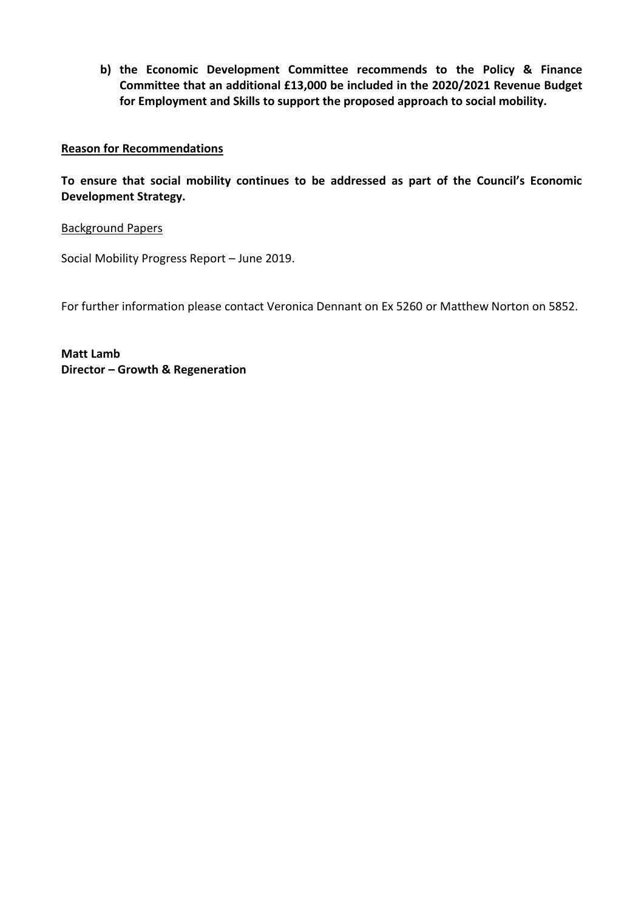**b) the Economic Development Committee recommends to the Policy & Finance Committee that an additional £13,000 be included in the 2020/2021 Revenue Budget for Employment and Skills to support the proposed approach to social mobility.**

**Reason for Recommendations**

**To ensure that social mobility continues to be addressed as part of the Council's Economic Development Strategy.**

Background Papers

Social Mobility Progress Report – June 2019.

For further information please contact Veronica Dennant on Ex 5260 or Matthew Norton on 5852.

**Matt Lamb**
**Director – Growth & Regeneration**